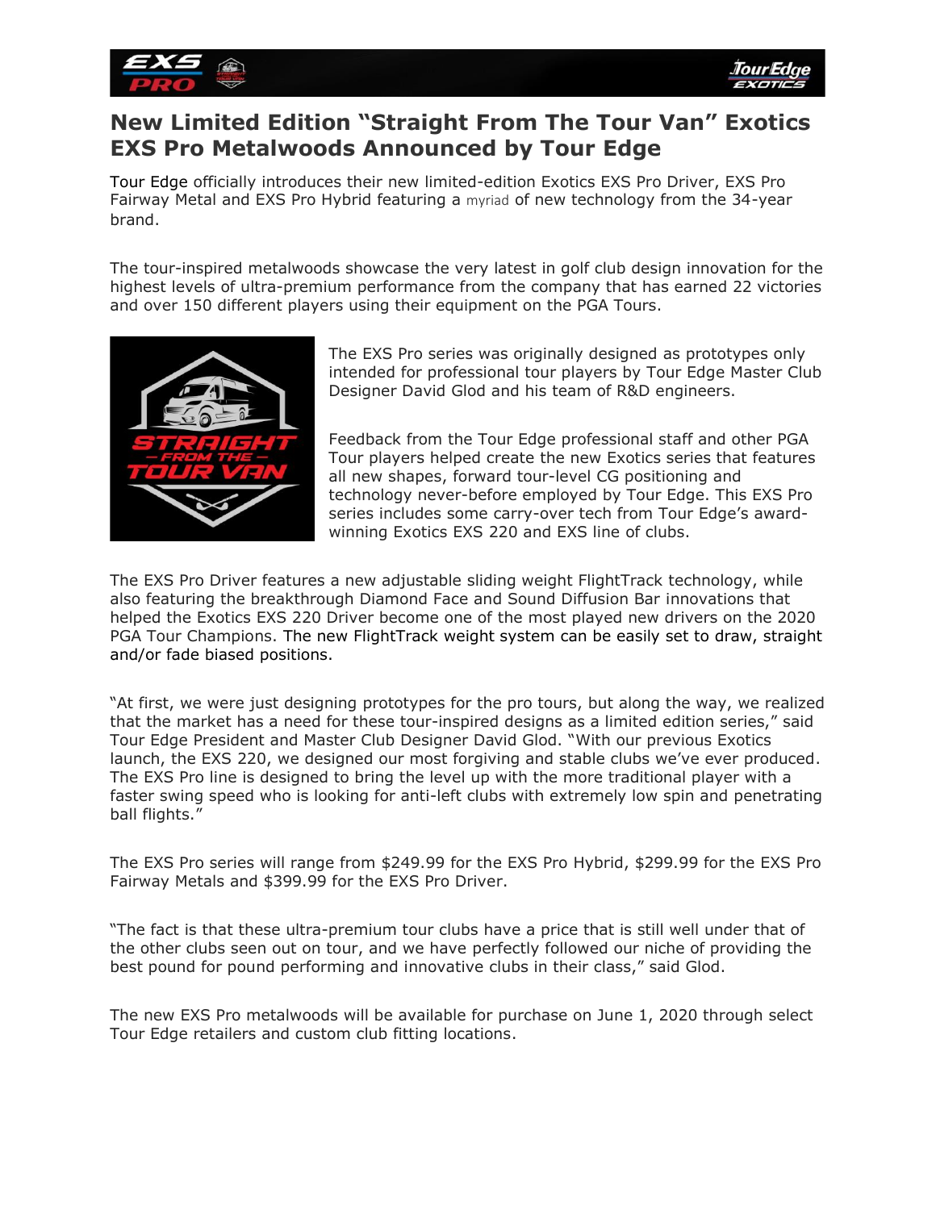# New Limited Edition "Straight From The Tour Van" Exotics EXS Pro Metalwoods Announced by Tour Edge

Tour Edge officially introduces their new limited-edition Exotics EXS Pro Driver, EXS Pro Fairway Metal and EXS Pro Hybrid featuring a myriad of new technology from the 34-year brand.

The tour-inspired metalwoods showcase the very latest in golf club design innovation for the highest levels of ultra-premium performance from the company that has earned 22 victories and over 150 different players using their equipment on the PGA Tours.

The EXS Pro series was originally designed as prototypes only intended for professional tour players by Tour Edge Master Club Designer David Glod and his team of R&D engineers.

Feedback from the Tour Edge professional staff and other PGA Tour players helped create the new Exotics series that features all new shapes, forward tour-level CG positioning and technology never-before employed by Tour Edge. This EXS Pro series includes some carry-over tech from Tour Edge's award-winning Exotics EXS 220 and EXS line of clubs.

The EXS Pro Driver features a new adjustable sliding weight FlightTrack technology, while also featuring the breakthrough Diamond Face and Sound Diffusion Bar innovations that helped the Exotics EXS 220 Driver become one of the most played new drivers on the 2020 PGA Tour Champions. The new FlightTrack weight system can be easily set to draw, straight and/or fade biased positions.

"At first, we were just designing prototypes for the pro tours, but along the way, we realized that the market has a need for these tour-inspired designs as a limited edition series," said Tour Edge President and Master Club Designer David Glod. "With our previous Exotics launch, the EXS 220, we designed our most forgiving and stable clubs we've ever produced. The EXS Pro line is designed to bring the level up with the more traditional player with a faster swing speed who is looking for anti-left clubs with extremely low spin and penetrating ball flights."

The EXS Pro series will range from $249.99 for the EXS Pro Hybrid, $299.99 for the EXS Pro Fairway Metals and $399.99 for the EXS Pro Driver.

"The fact is that these ultra-premium tour clubs have a price that is still well under that of the other clubs seen out on tour, and we have perfectly followed our niche of providing the best pound for pound performing and innovative clubs in their class," said Glod.

The new EXS Pro metalwoods will be available for purchase on June 1, 2020 through select Tour Edge retailers and custom club fitting locations.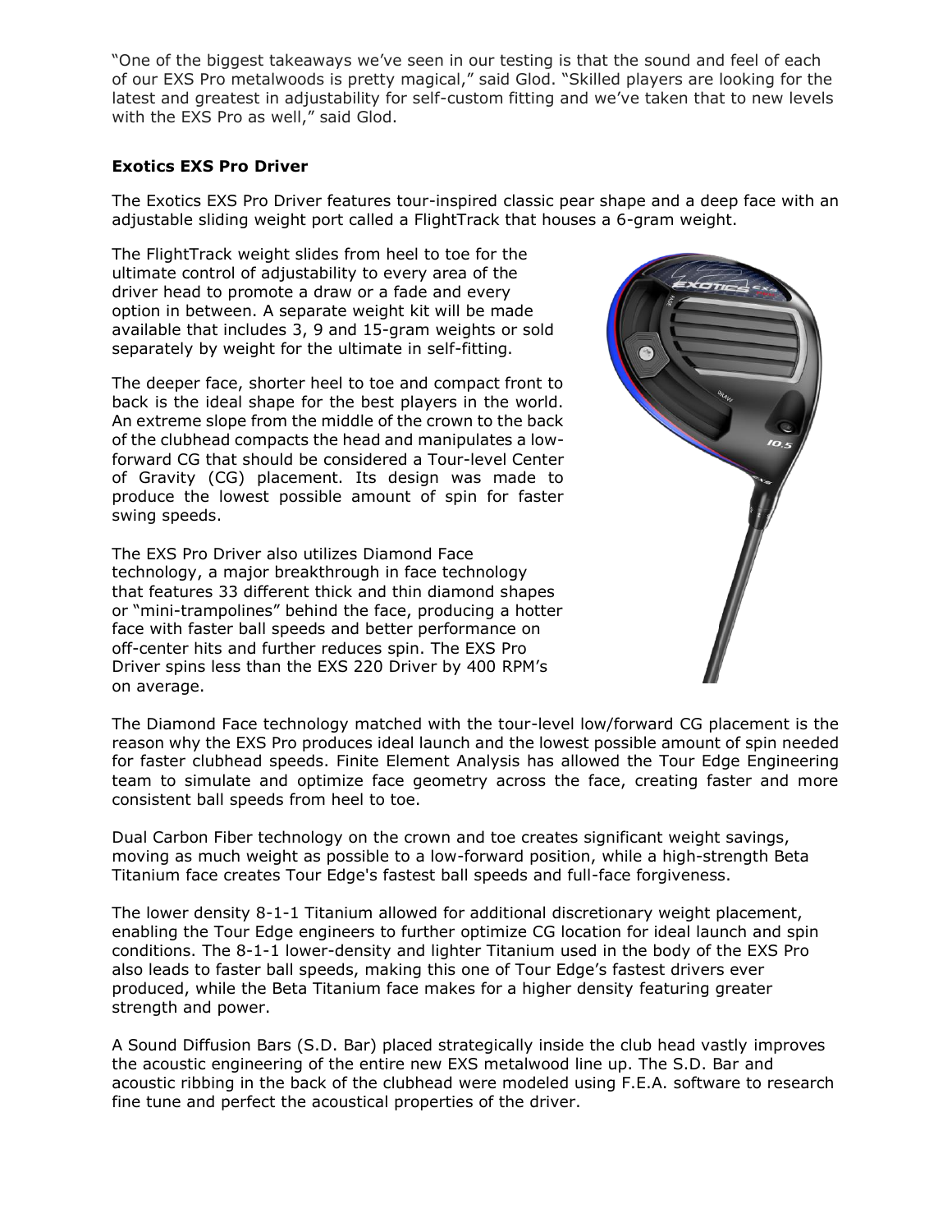"One of the biggest takeaways we've seen in our testing is that the sound and feel of each of our EXS Pro metalwoods is pretty magical," said Glod. "Skilled players are looking for the latest and greatest in adjustability for self-custom fitting and we've taken that to new levels with the EXS Pro as well," said Glod.

**Exotics EXS Pro Driver**

The Exotics EXS Pro Driver features tour-inspired classic pear shape and a deep face with an adjustable sliding weight port called a FlightTrack that houses a 6-gram weight.

The FlightTrack weight slides from heel to toe for the ultimate control of adjustability to every area of the driver head to promote a draw or a fade and every option in between. A separate weight kit will be made available that includes 3, 9 and 15-gram weights or sold separately by weight for the ultimate in self-fitting.

The deeper face, shorter heel to toe and compact front to back is the ideal shape for the best players in the world. An extreme slope from the middle of the crown to the back of the clubhead compacts the head and manipulates a low-forward CG that should be considered a Tour-level Center of Gravity (CG) placement. Its design was made to produce the lowest possible amount of spin for faster swing speeds.

The EXS Pro Driver also utilizes Diamond Face technology, a major breakthrough in face technology that features 33 different thick and thin diamond shapes or "mini-trampolines" behind the face, producing a hotter face with faster ball speeds and better performance on off-center hits and further reduces spin. The EXS Pro Driver spins less than the EXS 220 Driver by 400 RPM's on average.

The Diamond Face technology matched with the tour-level low/forward CG placement is the reason why the EXS Pro produces ideal launch and the lowest possible amount of spin needed for faster clubhead speeds. Finite Element Analysis has allowed the Tour Edge Engineering team to simulate and optimize face geometry across the face, creating faster and more consistent ball speeds from heel to toe.

Dual Carbon Fiber technology on the crown and toe creates significant weight savings, moving as much weight as possible to a low-forward position, while a high-strength Beta Titanium face creates Tour Edge's fastest ball speeds and full-face forgiveness.

The lower density 8-1-1 Titanium allowed for additional discretionary weight placement, enabling the Tour Edge engineers to further optimize CG location for ideal launch and spin conditions. The 8-1-1 lower-density and lighter Titanium used in the body of the EXS Pro also leads to faster ball speeds, making this one of Tour Edge's fastest drivers ever produced, while the Beta Titanium face makes for a higher density featuring greater strength and power.

A Sound Diffusion Bars (S.D. Bar) placed strategically inside the club head vastly improves the acoustic engineering of the entire new EXS metalwood line up. The S.D. Bar and acoustic ribbing in the back of the clubhead were modeled using F.E.A. software to research fine tune and perfect the acoustical properties of the driver.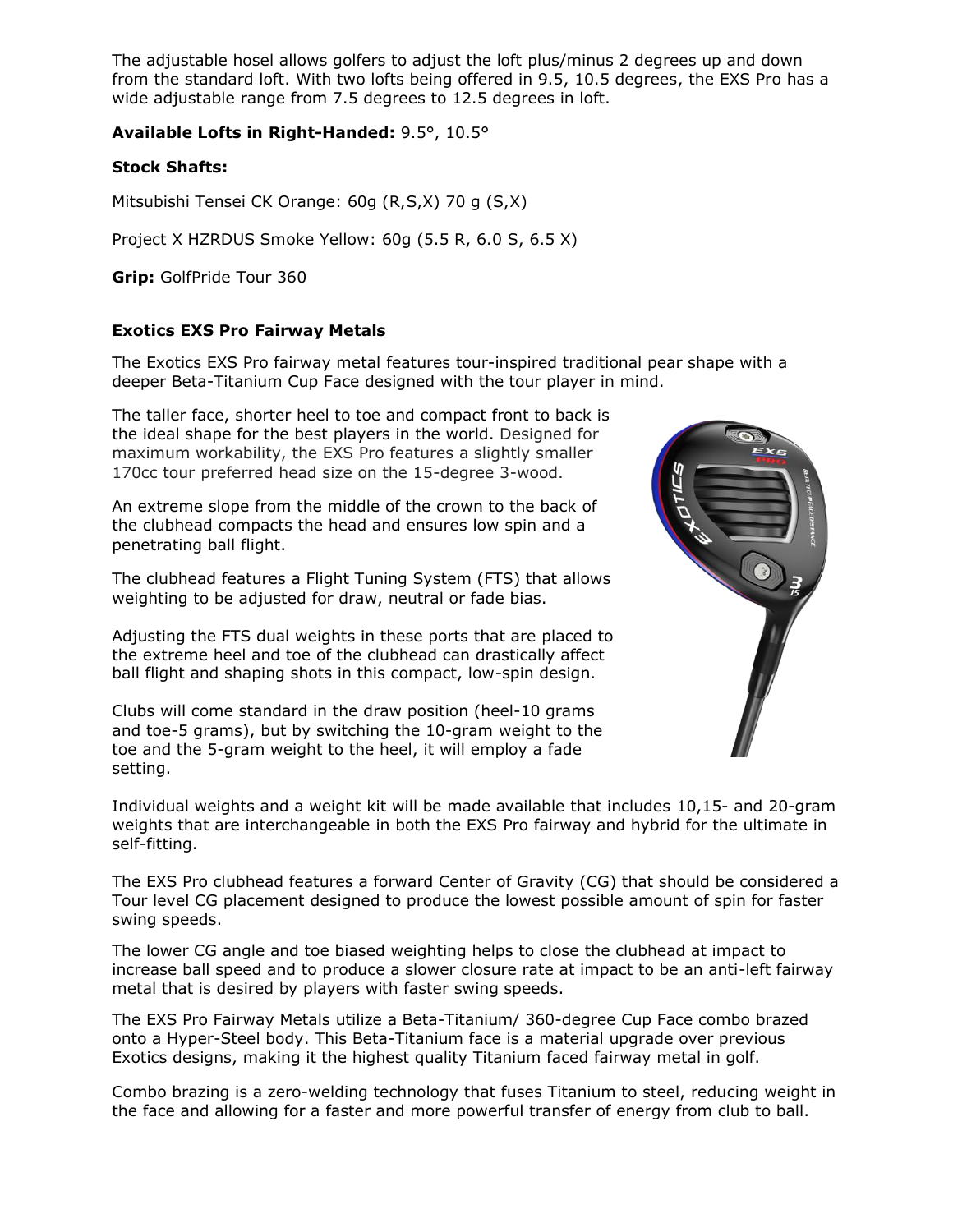The adjustable hosel allows golfers to adjust the loft plus/minus 2 degrees up and down from the standard loft. With two lofts being offered in 9.5, 10.5 degrees, the EXS Pro has a wide adjustable range from 7.5 degrees to 12.5 degrees in loft.

**Available Lofts in Right-Handed:** 9.5°, 10.5°

**Stock Shafts:**

Mitsubishi Tensei CK Orange: 60g (R,S,X) 70 g (S,X)

Project X HZRDUS Smoke Yellow: 60g (5.5 R, 6.0 S, 6.5 X)

**Grip:** GolfPride Tour 360

**Exotics EXS Pro Fairway Metals**

The Exotics EXS Pro fairway metal features tour-inspired traditional pear shape with a deeper Beta-Titanium Cup Face designed with the tour player in mind.

The taller face, shorter heel to toe and compact front to back is the ideal shape for the best players in the world. Designed for maximum workability, the EXS Pro features a slightly smaller 170cc tour preferred head size on the 15-degree 3-wood.

An extreme slope from the middle of the crown to the back of the clubhead compacts the head and ensures low spin and a penetrating ball flight.

The clubhead features a Flight Tuning System (FTS) that allows weighting to be adjusted for draw, neutral or fade bias.

Adjusting the FTS dual weights in these ports that are placed to the extreme heel and toe of the clubhead can drastically affect ball flight and shaping shots in this compact, low-spin design.

Clubs will come standard in the draw position (heel-10 grams and toe-5 grams), but by switching the 10-gram weight to the toe and the 5-gram weight to the heel, it will employ a fade setting.

Individual weights and a weight kit will be made available that includes 10,15- and 20-gram weights that are interchangeable in both the EXS Pro fairway and hybrid for the ultimate in self-fitting.

The EXS Pro clubhead features a forward Center of Gravity (CG) that should be considered a Tour level CG placement designed to produce the lowest possible amount of spin for faster swing speeds.

The lower CG angle and toe biased weighting helps to close the clubhead at impact to increase ball speed and to produce a slower closure rate at impact to be an anti-left fairway metal that is desired by players with faster swing speeds.

The EXS Pro Fairway Metals utilize a Beta-Titanium/ 360-degree Cup Face combo brazed onto a Hyper-Steel body. This Beta-Titanium face is a material upgrade over previous Exotics designs, making it the highest quality Titanium faced fairway metal in golf.

Combo brazing is a zero-welding technology that fuses Titanium to steel, reducing weight in the face and allowing for a faster and more powerful transfer of energy from club to ball.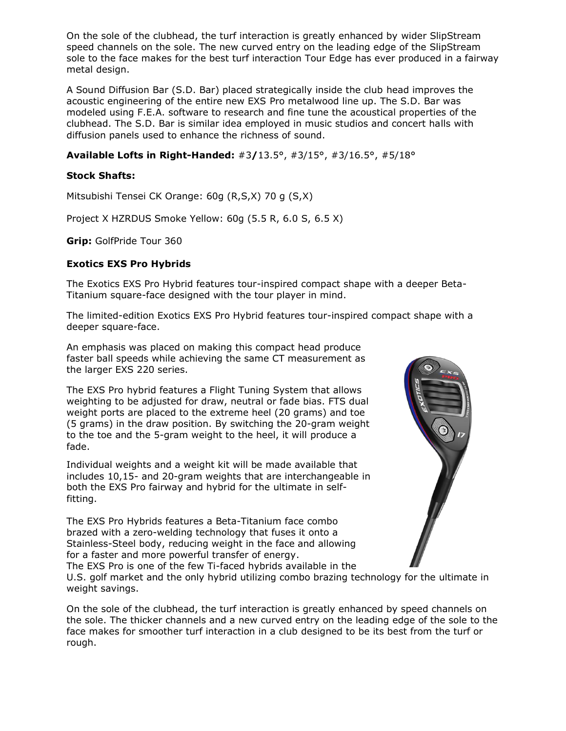On the sole of the clubhead, the turf interaction is greatly enhanced by wider SlipStream speed channels on the sole. The new curved entry on the leading edge of the SlipStream sole to the face makes for the best turf interaction Tour Edge has ever produced in a fairway metal design.

A Sound Diffusion Bar (S.D. Bar) placed strategically inside the club head improves the acoustic engineering of the entire new EXS Pro metalwood line up. The S.D. Bar was modeled using F.E.A. software to research and fine tune the acoustical properties of the clubhead. The S.D. Bar is similar idea employed in music studios and concert halls with diffusion panels used to enhance the richness of sound.

**Available Lofts in Right-Handed:** #3**/**13.5°, #3/15°, #3/16.5°, #5/18°

**Stock Shafts:**

Mitsubishi Tensei CK Orange: 60g (R,S,X) 70 g (S,X)

Project X HZRDUS Smoke Yellow: 60g (5.5 R, 6.0 S, 6.5 X)

**Grip:** GolfPride Tour 360

**Exotics EXS Pro Hybrids**

The Exotics EXS Pro Hybrid features tour-inspired compact shape with a deeper Beta-Titanium square-face designed with the tour player in mind.

The limited-edition Exotics EXS Pro Hybrid features tour-inspired compact shape with a deeper square-face.

An emphasis was placed on making this compact head produce faster ball speeds while achieving the same CT measurement as the larger EXS 220 series.

The EXS Pro hybrid features a Flight Tuning System that allows weighting to be adjusted for draw, neutral or fade bias. FTS dual weight ports are placed to the extreme heel (20 grams) and toe (5 grams) in the draw position. By switching the 20-gram weight to the toe and the 5-gram weight to the heel, it will produce a fade.

Individual weights and a weight kit will be made available that includes 10,15- and 20-gram weights that are interchangeable in both the EXS Pro fairway and hybrid for the ultimate in self-fitting.

The EXS Pro Hybrids features a Beta-Titanium face combo brazed with a zero-welding technology that fuses it onto a Stainless-Steel body, reducing weight in the face and allowing for a faster and more powerful transfer of energy.
The EXS Pro is one of the few Ti-faced hybrids available in the U.S. golf market and the only hybrid utilizing combo brazing technology for the ultimate in weight savings.

On the sole of the clubhead, the turf interaction is greatly enhanced by speed channels on the sole. The thicker channels and a new curved entry on the leading edge of the sole to the face makes for smoother turf interaction in a club designed to be its best from the turf or rough.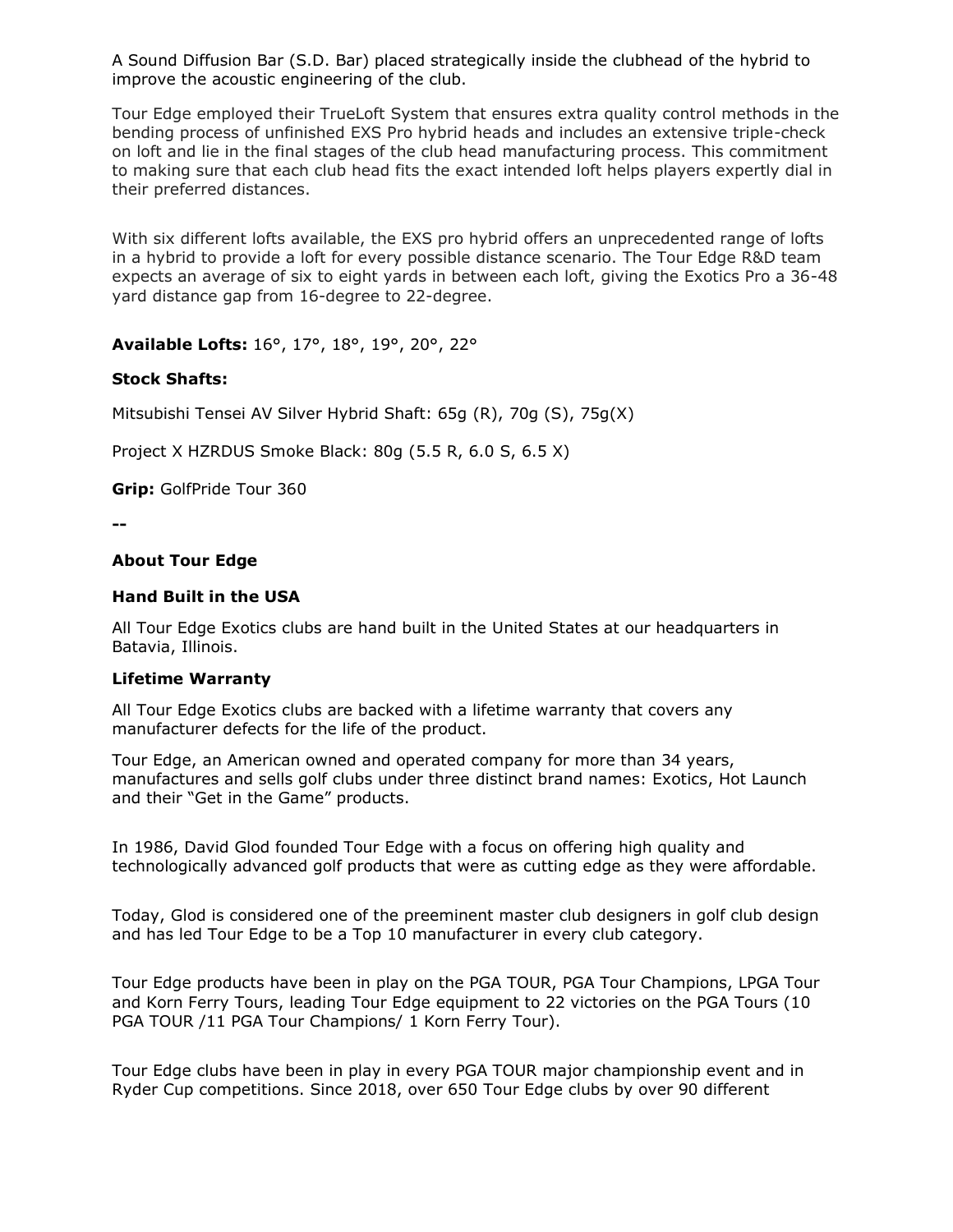A Sound Diffusion Bar (S.D. Bar) placed strategically inside the clubhead of the hybrid to improve the acoustic engineering of the club.

Tour Edge employed their TrueLoft System that ensures extra quality control methods in the bending process of unfinished EXS Pro hybrid heads and includes an extensive triple-check on loft and lie in the final stages of the club head manufacturing process. This commitment to making sure that each club head fits the exact intended loft helps players expertly dial in their preferred distances.

With six different lofts available, the EXS pro hybrid offers an unprecedented range of lofts in a hybrid to provide a loft for every possible distance scenario. The Tour Edge R&D team expects an average of six to eight yards in between each loft, giving the Exotics Pro a 36-48 yard distance gap from 16-degree to 22-degree.

**Available Lofts:** 16°, 17°, 18°, 19°, 20°, 22°

**Stock Shafts:**

Mitsubishi Tensei AV Silver Hybrid Shaft: 65g (R), 70g (S), 75g(X)

Project X HZRDUS Smoke Black: 80g (5.5 R, 6.0 S, 6.5 X)

**Grip:** GolfPride Tour 360

**--**

**About Tour Edge**

**Hand Built in the USA**

All Tour Edge Exotics clubs are hand built in the United States at our headquarters in Batavia, Illinois.

**Lifetime Warranty**

All Tour Edge Exotics clubs are backed with a lifetime warranty that covers any manufacturer defects for the life of the product.

Tour Edge, an American owned and operated company for more than 34 years, manufactures and sells golf clubs under three distinct brand names: Exotics, Hot Launch and their "Get in the Game" products.

In 1986, David Glod founded Tour Edge with a focus on offering high quality and technologically advanced golf products that were as cutting edge as they were affordable.

Today, Glod is considered one of the preeminent master club designers in golf club design and has led Tour Edge to be a Top 10 manufacturer in every club category.

Tour Edge products have been in play on the PGA TOUR, PGA Tour Champions, LPGA Tour and Korn Ferry Tours, leading Tour Edge equipment to 22 victories on the PGA Tours (10 PGA TOUR /11 PGA Tour Champions/ 1 Korn Ferry Tour).

Tour Edge clubs have been in play in every PGA TOUR major championship event and in Ryder Cup competitions. Since 2018, over 650 Tour Edge clubs by over 90 different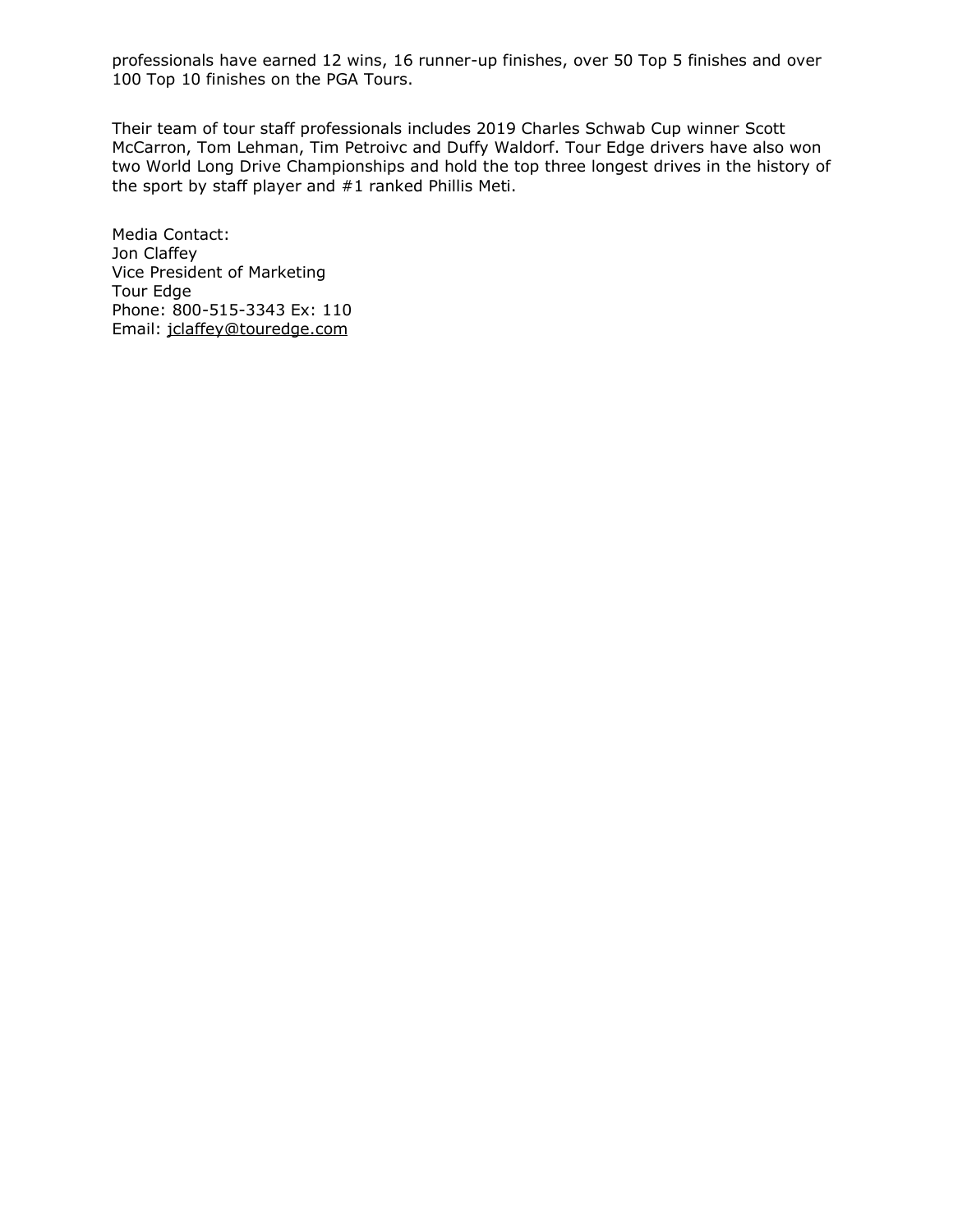professionals have earned 12 wins, 16 runner-up finishes, over 50 Top 5 finishes and over 100 Top 10 finishes on the PGA Tours.

Their team of tour staff professionals includes 2019 Charles Schwab Cup winner Scott McCarron, Tom Lehman, Tim Petroivc and Duffy Waldorf. Tour Edge drivers have also won two World Long Drive Championships and hold the top three longest drives in the history of the sport by staff player and #1 ranked Phillis Meti.

Media Contact:
Jon Claffey
Vice President of Marketing
Tour Edge
Phone: 800-515-3343 Ex: 110
Email: jclaffey@touredge.com